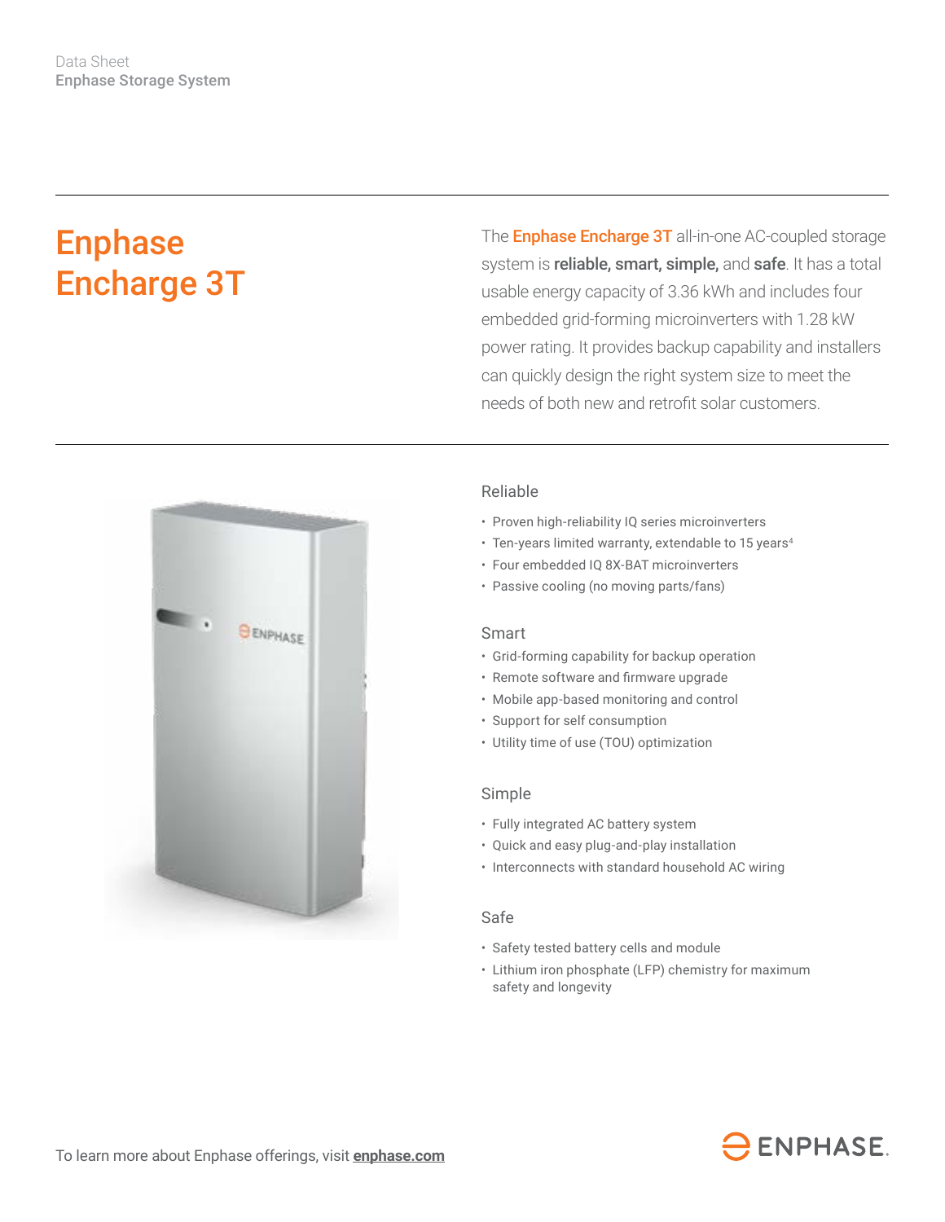Data Sheet
**Enphase Storage System**

# Enphase Encharge 3T

The **Enphase Encharge 3T** all-in-one AC-coupled storage system is **reliable, smart, simple,** and **safe**. It has a total usable energy capacity of 3.36 kWh and includes four embedded grid-forming microinverters with 1.28 kW power rating. It provides backup capability and installers can quickly design the right system size to meet the needs of both new and retrofit solar customers.

## Reliable

- Proven high-reliability IQ series microinverters
- Ten-years limited warranty, extendable to 15 years[4]
- Four embedded IQ 8X-BAT microinverters
- Passive cooling (no moving parts/fans)

## Smart

- Grid-forming capability for backup operation
- Remote software and firmware upgrade
- Mobile app-based monitoring and control
- Support for self consumption
- Utility time of use (TOU) optimization

## Simple

- Fully integrated AC battery system
- Quick and easy plug-and-play installation
- Interconnects with standard household AC wiring

## Safe

- Safety tested battery cells and module
- Lithium iron phosphate (LFP) chemistry for maximum safety and longevity

To learn more about Enphase offerings, visit **enphase.com**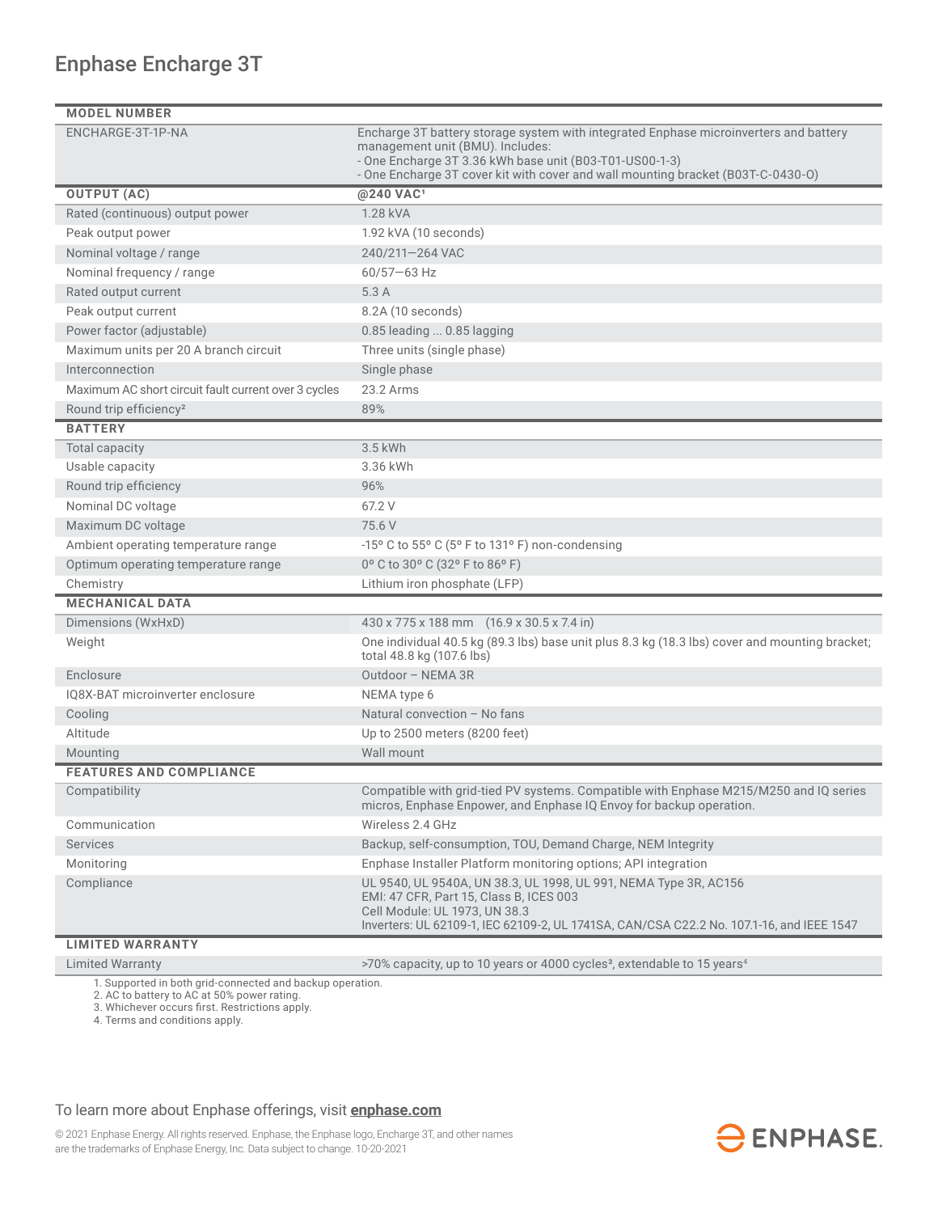# Enphase Encharge 3T

| MODEL NUMBER | |
|---|---|
| ENCHARGE-3T-1P-NA | Encharge 3T battery storage system with integrated Enphase microinverters and battery management unit (BMU). Includes:<br>- One Encharge 3T 3.36 kWh base unit (B03-T01-US00-1-3)<br>- One Encharge 3T cover kit with cover and wall mounting bracket (B03T-C-0430-O) |
| **OUTPUT (AC)** | **@240 VAC[1]** |
| Rated (continuous) output power | 1.28 kVA |
| Peak output power | 1.92 kVA (10 seconds) |
| Nominal voltage / range | 240/211–264 VAC |
| Nominal frequency / range | 60/57–63 Hz |
| Rated output current | 5.3 A |
| Peak output current | 8.2A (10 seconds) |
| Power factor (adjustable) | 0.85 leading ... 0.85 lagging |
| Maximum units per 20 A branch circuit | Three units (single phase) |
| Interconnection | Single phase |
| Maximum AC short circuit fault current over 3 cycles | 23.2 Arms |
| Round trip efficiency[2] | 89% |
| **BATTERY** | |
| Total capacity | 3.5 kWh |
| Usable capacity | 3.36 kWh |
| Round trip efficiency | 96% |
| Nominal DC voltage | 67.2 V |
| Maximum DC voltage | 75.6 V |
| Ambient operating temperature range | -15° C to 55° C (5° F to 131° F) non-condensing |
| Optimum operating temperature range | 0° C to 30° C (32° F to 86° F) |
| Chemistry | Lithium iron phosphate (LFP) |
| **MECHANICAL DATA** | |
| Dimensions (WxHxD) | 430 x 775 x 188 mm (16.9 x 30.5 x 7.4 in) |
| Weight | One individual 40.5 kg (89.3 lbs) base unit plus 8.3 kg (18.3 lbs) cover and mounting bracket; total 48.8 kg (107.6 lbs) |
| Enclosure | Outdoor – NEMA 3R |
| IQ8X-BAT microinverter enclosure | NEMA type 6 |
| Cooling | Natural convection – No fans |
| Altitude | Up to 2500 meters (8200 feet) |
| Mounting | Wall mount |
| **FEATURES AND COMPLIANCE** | |
| Compatibility | Compatible with grid-tied PV systems. Compatible with Enphase M215/M250 and IQ series micros, Enphase Enpower, and Enphase IQ Envoy for backup operation. |
| Communication | Wireless 2.4 GHz |
| Services | Backup, self-consumption, TOU, Demand Charge, NEM Integrity |
| Monitoring | Enphase Installer Platform monitoring options; API integration |
| Compliance | UL 9540, UL 9540A, UN 38.3, UL 1998, UL 991, NEMA Type 3R, AC156<br>EMI: 47 CFR, Part 15, Class B, ICES 003<br>Cell Module: UL 1973, UN 38.3<br>Inverters: UL 62109-1, IEC 62109-2, UL 1741SA, CAN/CSA C22.2 No. 107.1-16, and IEEE 1547 |
| **LIMITED WARRANTY** | |
| Limited Warranty | >70% capacity, up to 10 years or 4000 cycles[3], extendable to 15 years[4] |

1. Supported in both grid-connected and backup operation.
2. AC to battery to AC at 50% power rating.
3. Whichever occurs first. Restrictions apply.
4. Terms and conditions apply.

To learn more about Enphase offerings, visit **enphase.com**

© 2021 Enphase Energy. All rights reserved. Enphase, the Enphase logo, Encharge 3T, and other names are the trademarks of Enphase Energy, Inc. Data subject to change. 10-20-2021

ENPHASE.